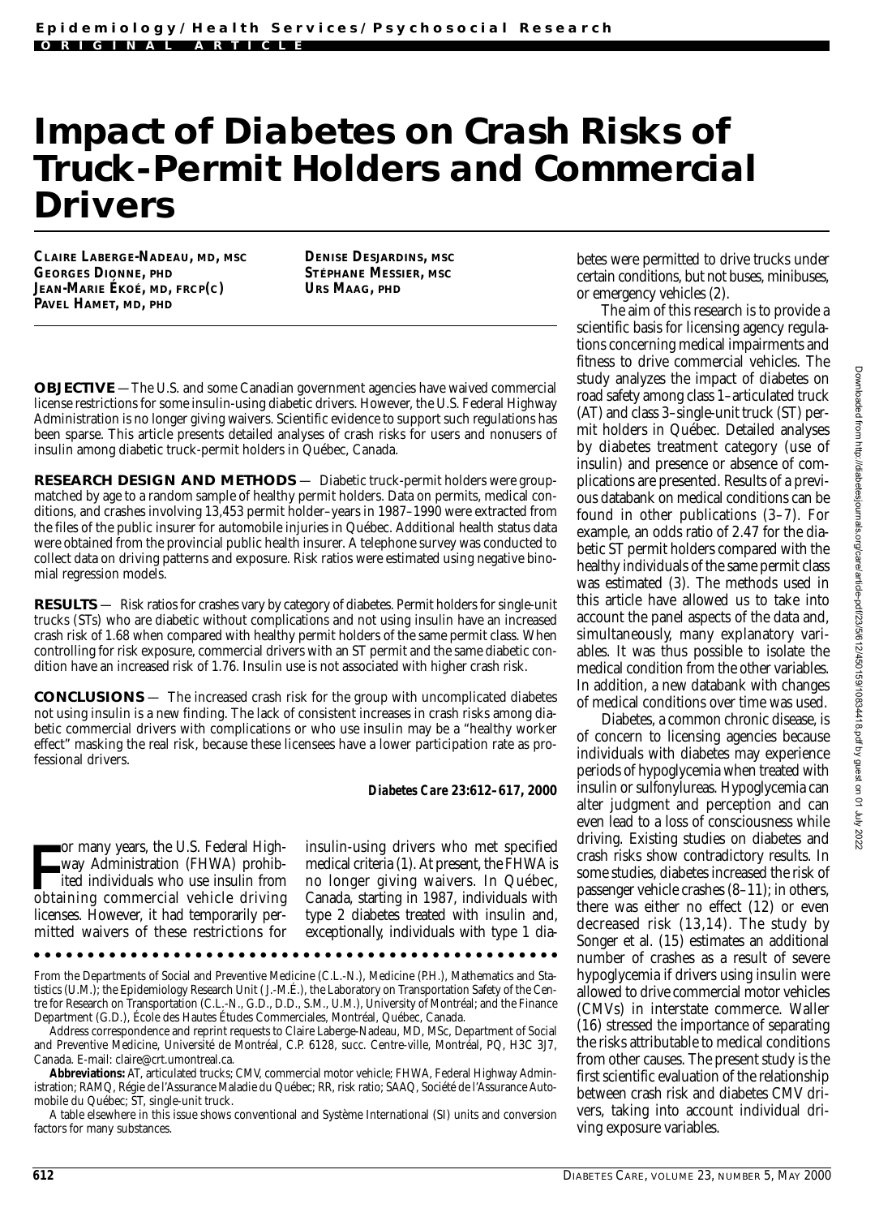# Impact of Diabetes on Crash Risks of Truck-Permit Holders and Commercial Drivers

**CLAIRE LABERGE-NADEAU, MD, MSC**
**GEORGES DIONNE, PHD**
**JEAN-MARIE ÉKOÉ, MD, FRCP(C)**
**PAVEL HAMET, MD, PHD**
**DENISE DESJARDINS, MSC**
**STÉPHANE MESSIER, MSC**
**URS MAAG, PHD**

**OBJECTIVE** — The U.S. and some Canadian government agencies have waived commercial license restrictions for some insulin-using diabetic drivers. However, the U.S. Federal Highway Administration is no longer giving waivers. Scientific evidence to support such regulations has been sparse. This article presents detailed analyses of crash risks for users and nonusers of insulin among diabetic truck-permit holders in Québec, Canada.

**RESEARCH DESIGN AND METHODS** — Diabetic truck-permit holders were group-matched by age to a random sample of healthy permit holders. Data on permits, medical conditions, and crashes involving 13,453 permit holder–years in 1987–1990 were extracted from the files of the public insurer for automobile injuries in Québec. Additional health status data were obtained from the provincial public health insurer. A telephone survey was conducted to collect data on driving patterns and exposure. Risk ratios were estimated using negative binomial regression models.

**RESULTS** — Risk ratios for crashes vary by category of diabetes. Permit holders for single-unit trucks (STs) who are diabetic without complications and not using insulin have an increased crash risk of 1.68 when compared with healthy permit holders of the same permit class. When controlling for risk exposure, commercial drivers with an ST permit and the same diabetic condition have an increased risk of 1.76. Insulin use is not associated with higher crash risk.

**CONCLUSIONS** — The increased crash risk for the group with uncomplicated diabetes not using insulin is a new finding. The lack of consistent increases in crash risks among diabetic commercial drivers with complications or who use insulin may be a "healthy worker effect" masking the real risk, because these licensees have a lower participation rate as professional drivers.

***Diabetes Care* 23:612–617, 2000**

For many years, the U.S. Federal Highway Administration (FHWA) prohibited individuals who use insulin from obtaining commercial vehicle driving licenses. However, it had temporarily permitted waivers of these restrictions for insulin-using drivers who met specified medical criteria (1). At present, the FHWA is no longer giving waivers. In Québec, Canada, starting in 1987, individuals with type 2 diabetes treated with insulin and, exceptionally, individuals with type 1 diabetes were permitted to drive trucks under certain conditions, but not buses, minibuses, or emergency vehicles (2).

The aim of this research is to provide a scientific basis for licensing agency regulations concerning medical impairments and fitness to drive commercial vehicles. The study analyzes the impact of diabetes on road safety among class 1–articulated truck (AT) and class 3–single-unit truck (ST) permit holders in Québec. Detailed analyses by diabetes treatment category (use of insulin) and presence or absence of complications are presented. Results of a previous databank on medical conditions can be found in other publications (3–7). For example, an odds ratio of 2.47 for the diabetic ST permit holders compared with the healthy individuals of the same permit class was estimated (3). The methods used in this article have allowed us to take into account the panel aspects of the data and, simultaneously, many explanatory variables. It was thus possible to isolate the medical condition from the other variables. In addition, a new databank with changes of medical conditions over time was used.

Diabetes, a common chronic disease, is of concern to licensing agencies because individuals with diabetes may experience periods of hypoglycemia when treated with insulin or sulfonylureas. Hypoglycemia can alter judgment and perception and can even lead to a loss of consciousness while driving. Existing studies on diabetes and crash risks show contradictory results. In some studies, diabetes increased the risk of passenger vehicle crashes (8–11); in others, there was either no effect (12) or even decreased risk (13,14). The study by Songer et al. (15) estimates an additional number of crashes as a result of severe hypoglycemia if drivers using insulin were allowed to drive commercial motor vehicles (CMVs) in interstate commerce. Waller (16) stressed the importance of separating the risks attributable to medical conditions from other causes. The present study is the first scientific evaluation of the relationship between crash risk and diabetes CMV drivers, taking into account individual driving exposure variables.

---

From the Departments of Social and Preventive Medicine (C.L.-N.), Medicine (P.H.), Mathematics and Statistics (U.M.); the Epidemiology Research Unit (J.-M.É.), the Laboratory on Transportation Safety of the Centre for Research on Transportation (C.L.-N., G.D., D.D., S.M., U.M.), University of Montréal; and the Finance Department (G.D.), École des Hautes Études Commerciales, Montréal, Québec, Canada.

Address correspondence and reprint requests to Claire Laberge-Nadeau, MD, MSc, Department of Social and Preventive Medicine, Université de Montréal, C.P. 6128, succ. Centre-ville, Montréal, PQ, H3C 3J7, Canada. E-mail: claire@crt.umontreal.ca.

**Abbreviations:** AT, articulated trucks; CMV, commercial motor vehicle; FHWA, Federal Highway Administration; RAMQ, Régie de l'Assurance Maladie du Québec; RR, risk ratio; SAAQ, Société de l'Assurance Automobile du Québec; ST, single-unit truck.

A table elsewhere in this issue shows conventional and Système International (SI) units and conversion factors for many substances.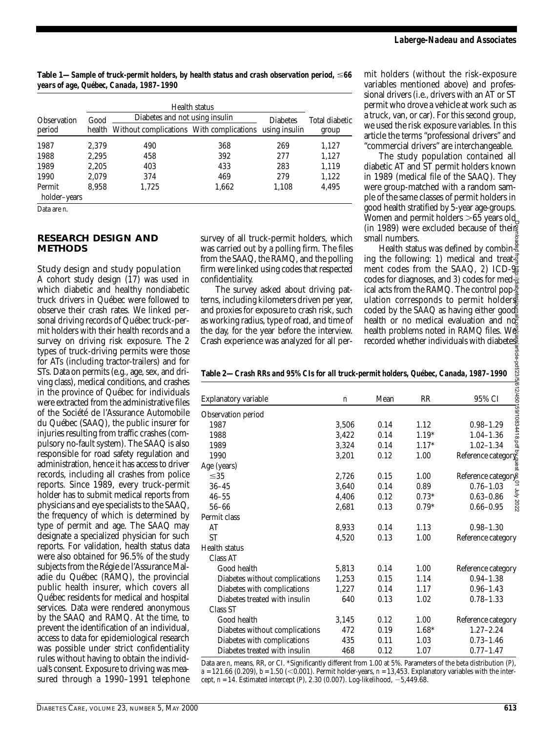**Table 1—Sample of truck-permit holders, by health status and crash observation period, ≤66 years of age, Québec, Canada, 1987–1990**

| Observation period | Health status | | | | |
|---|---|---|---|---|---|
| | Good health | Diabetes and not using insulin | | Diabetes using insulin | Total diabetic group |
| | | Without complications | With complications | | |
| 1987 | 2,379 | 490 | 368 | 269 | 1,127 |
| 1988 | 2,295 | 458 | 392 | 277 | 1,127 |
| 1989 | 2,205 | 403 | 433 | 283 | 1,119 |
| 1990 | 2,079 | 374 | 469 | 279 | 1,122 |
| Permit holder–years | 8,958 | 1,725 | 1,662 | 1,108 | 4,495 |

Data are *n*.

## RESEARCH DESIGN AND METHODS

### Study design and study population

A cohort study design (17) was used in which diabetic and healthy nondiabetic truck drivers in Québec were followed to observe their crash rates. We linked personal driving records of Québec truck-permit holders with their health records and a survey on driving risk exposure. The 2 types of truck-driving permits were those for ATs (including tractor-trailers) and for STs. Data on permits (e.g., age, sex, and driving class), medical conditions, and crashes in the province of Québec for individuals were extracted from the administrative files of the Société de l'Assurance Automobile du Québec (SAAQ), the public insurer for injuries resulting from traffic crashes (compulsory no-fault system). The SAAQ is also responsible for road safety regulation and administration, hence it has access to driver records, including all crashes from police reports. Since 1989, every truck-permit holder has to submit medical reports from physicians and eye specialists to the SAAQ, the frequency of which is determined by type of permit and age. The SAAQ may designate a specialized physician for such reports. For validation, health status data were also obtained for 96.5% of the study subjects from the Régie de l'Assurance Maladie du Québec (RAMQ), the provincial public health insurer, which covers all Québec residents for medical and hospital services. Data were rendered anonymous by the SAAQ and RAMQ. At the time, to prevent the identification of an individual, access to data for epidemiological research was possible under strict confidentiality rules without having to obtain the individual's consent. Exposure to driving was measured through a 1990–1991 telephone survey of all truck-permit holders, which was carried out by a polling firm. The files from the SAAQ, the RAMQ, and the polling firm were linked using codes that respected confidentiality.

The survey asked about driving patterns, including kilometers driven per year, and proxies for exposure to crash risk, such as working radius, type of road, and time of the day, for the year before the interview. Crash experience was analyzed for all permit holders (without the risk-exposure variables mentioned above) and professional drivers (i.e., drivers with an AT or ST permit who drove a vehicle at work such as a truck, van, or car). For this second group, we used the risk exposure variables. In this article the terms "professional drivers" and "commercial drivers" are interchangeable.

The study population contained all diabetic AT and ST permit holders known in 1989 (medical file of the SAAQ). They were group-matched with a random sample of the same classes of permit holders in good health stratified by 5-year age-groups. Women and permit holders >65 years old (in 1989) were excluded because of their small numbers.

Health status was defined by combining the following: 1) medical and treatment codes from the SAAQ, 2) ICD-9 codes for diagnoses, and 3) codes for medical acts from the RAMQ. The control population corresponds to permit holders coded by the SAAQ as having either good health or no medical evaluation and no health problems noted in RAMQ files. We recorded whether individuals with diabetes

**Table 2—Crash RRs and 95% CIs for all truck-permit holders, Québec, Canada, 1987–1990**

| Explanatory variable | n | Mean | RR | 95% CI |
|---|---|---|---|---|
| Observation period | | | | |
| 1987 | 3,506 | 0.14 | 1.12 | 0.98–1.29 |
| 1988 | 3,422 | 0.14 | 1.19* | 1.04–1.36 |
| 1989 | 3,324 | 0.14 | 1.17* | 1.02–1.34 |
| 1990 | 3,201 | 0.12 | 1.00 | Reference category |
| Age (years) | | | | |
| ≤35 | 2,726 | 0.15 | 1.00 | Reference category |
| 36–45 | 3,640 | 0.14 | 0.89 | 0.76–1.03 |
| 46–55 | 4,406 | 0.12 | 0.73* | 0.63–0.86 |
| 56–66 | 2,681 | 0.13 | 0.79* | 0.66–0.95 |
| Permit class | | | | |
| AT | 8,933 | 0.14 | 1.13 | 0.98–1.30 |
| ST | 4,520 | 0.13 | 1.00 | Reference category |
| Health status | | | | |
| Class AT | | | | |
| Good health | 5,813 | 0.14 | 1.00 | Reference category |
| Diabetes without complications | 1,253 | 0.15 | 1.14 | 0.94–1.38 |
| Diabetes with complications | 1,227 | 0.14 | 1.17 | 0.96–1.43 |
| Diabetes treated with insulin | 640 | 0.13 | 1.02 | 0.78–1.33 |
| Class ST | | | | |
| Good health | 3,145 | 0.12 | 1.00 | Reference category |
| Diabetes without complications | 472 | 0.19 | 1.68* | 1.27–2.24 |
| Diabetes with complications | 435 | 0.11 | 1.03 | 0.73–1.46 |
| Diabetes treated with insulin | 468 | 0.12 | 1.07 | 0.77–1.47 |

Data are *n*, means, RR, or CI. *Significantly different from 1.00 at 5%. Parameters of the beta distribution (*P*), $a = 121.66$ (0.209), $b = 1.50$ (<0.001). Permit holder-years, $n = 13{,}453$. Explanatory variables with the intercept, $n = 14$. Estimated intercept (*P*), 2.30 (0.007). Log-likelihood, −5,449.68.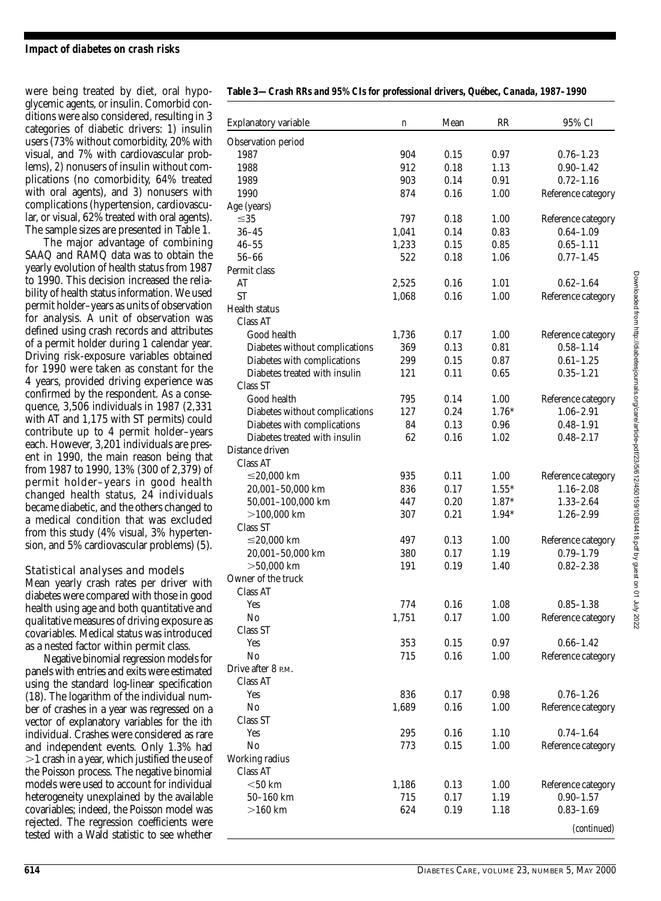were being treated by diet, oral hypoglycemic agents, or insulin. Comorbid conditions were also considered, resulting in 3 categories of diabetic drivers: 1) insulin users (73% without comorbidity, 20% with visual, and 7% with cardiovascular problems), 2) nonusers of insulin without complications (no comorbidity, 64% treated with oral agents), and 3) nonusers with complications (hypertension, cardiovascular, or visual, 62% treated with oral agents). The sample sizes are presented in Table 1.

The major advantage of combining SAAQ and RAMQ data was to obtain the yearly evolution of health status from 1987 to 1990. This decision increased the reliability of health status information. We used permit holder–years as units of observation for analysis. A unit of observation was defined using crash records and attributes of a permit holder during 1 calendar year. Driving risk-exposure variables obtained for 1990 were taken as constant for the 4 years, provided driving experience was confirmed by the respondent. As a consequence, 3,506 individuals in 1987 (2,331 with AT and 1,175 with ST permits) could contribute up to 4 permit holder–years each. However, 3,201 individuals are present in 1990, the main reason being that from 1987 to 1990, 13% (300 of 2,379) of permit holder–years in good health changed health status, 24 individuals became diabetic, and the others changed to a medical condition that was excluded from this study (4% visual, 3% hypertension, and 5% cardiovascular problems) (5).

### Statistical analyses and models

Mean yearly crash rates per driver with diabetes were compared with those in good health using age and both quantitative and qualitative measures of driving exposure as covariables. Medical status was introduced as a nested factor within permit class.

Negative binomial regression models for panels with entries and exits were estimated using the standard log-linear specification (18). The logarithm of the individual number of crashes in a year was regressed on a vector of explanatory variables for the ith individual. Crashes were considered as rare and independent events. Only 1.3% had >1 crash in a year, which justified the use of the Poisson process. The negative binomial models were used to account for individual heterogeneity unexplained by the available covariables; indeed, the Poisson model was rejected. The regression coefficients were tested with a Wald statistic to see whether

**Table 3—Crash RRs and 95% CIs for professional drivers, Québec, Canada, 1987–1990**

| Explanatory variable | n | Mean | RR | 95% CI |
|---|---|---|---|---|
| Observation period | | | | |
| 1987 | 904 | 0.15 | 0.97 | 0.76–1.23 |
| 1988 | 912 | 0.18 | 1.13 | 0.90–1.42 |
| 1989 | 903 | 0.14 | 0.91 | 0.72–1.16 |
| 1990 | 874 | 0.16 | 1.00 | Reference category |
| Age (years) | | | | |
| ≤35 | 797 | 0.18 | 1.00 | Reference category |
| 36–45 | 1,041 | 0.14 | 0.83 | 0.64–1.09 |
| 46–55 | 1,233 | 0.15 | 0.85 | 0.65–1.11 |
| 56–66 | 522 | 0.18 | 1.06 | 0.77–1.45 |
| Permit class | | | | |
| AT | 2,525 | 0.16 | 1.01 | 0.62–1.64 |
| ST | 1,068 | 0.16 | 1.00 | Reference category |
| Health status | | | | |
| Class AT | | | | |
| Good health | 1,736 | 0.17 | 1.00 | Reference category |
| Diabetes without complications | 369 | 0.13 | 0.81 | 0.58–1.14 |
| Diabetes with complications | 299 | 0.15 | 0.87 | 0.61–1.25 |
| Diabetes treated with insulin | 121 | 0.11 | 0.65 | 0.35–1.21 |
| Class ST | | | | |
| Good health | 795 | 0.14 | 1.00 | Reference category |
| Diabetes without complications | 127 | 0.24 | 1.76* | 1.06–2.91 |
| Diabetes with complications | 84 | 0.13 | 0.96 | 0.48–1.91 |
| Diabetes treated with insulin | 62 | 0.16 | 1.02 | 0.48–2.17 |
| Distance driven | | | | |
| Class AT | | | | |
| ≤20,000 km | 935 | 0.11 | 1.00 | Reference category |
| 20,001–50,000 km | 836 | 0.17 | 1.55* | 1.16–2.08 |
| 50,001–100,000 km | 447 | 0.20 | 1.87* | 1.33–2.64 |
| >100,000 km | 307 | 0.21 | 1.94* | 1.26–2.99 |
| Class ST | | | | |
| ≤20,000 km | 497 | 0.13 | 1.00 | Reference category |
| 20,001–50,000 km | 380 | 0.17 | 1.19 | 0.79–1.79 |
| >50,000 km | 191 | 0.19 | 1.40 | 0.82–2.38 |
| Owner of the truck | | | | |
| Class AT | | | | |
| Yes | 774 | 0.16 | 1.08 | 0.85–1.38 |
| No | 1,751 | 0.17 | 1.00 | Reference category |
| Class ST | | | | |
| Yes | 353 | 0.15 | 0.97 | 0.66–1.42 |
| No | 715 | 0.16 | 1.00 | Reference category |
| Drive after 8 P.M. | | | | |
| Class AT | | | | |
| Yes | 836 | 0.17 | 0.98 | 0.76–1.26 |
| No | 1,689 | 0.16 | 1.00 | Reference category |
| Class ST | | | | |
| Yes | 295 | 0.16 | 1.10 | 0.74–1.64 |
| No | 773 | 0.15 | 1.00 | Reference category |
| Working radius | | | | |
| Class AT | | | | |
| <50 km | 1,186 | 0.13 | 1.00 | Reference category |
| 50–160 km | 715 | 0.17 | 1.19 | 0.90–1.57 |
| >160 km | 624 | 0.19 | 1.18 | 0.83–1.69 |

*(continued)*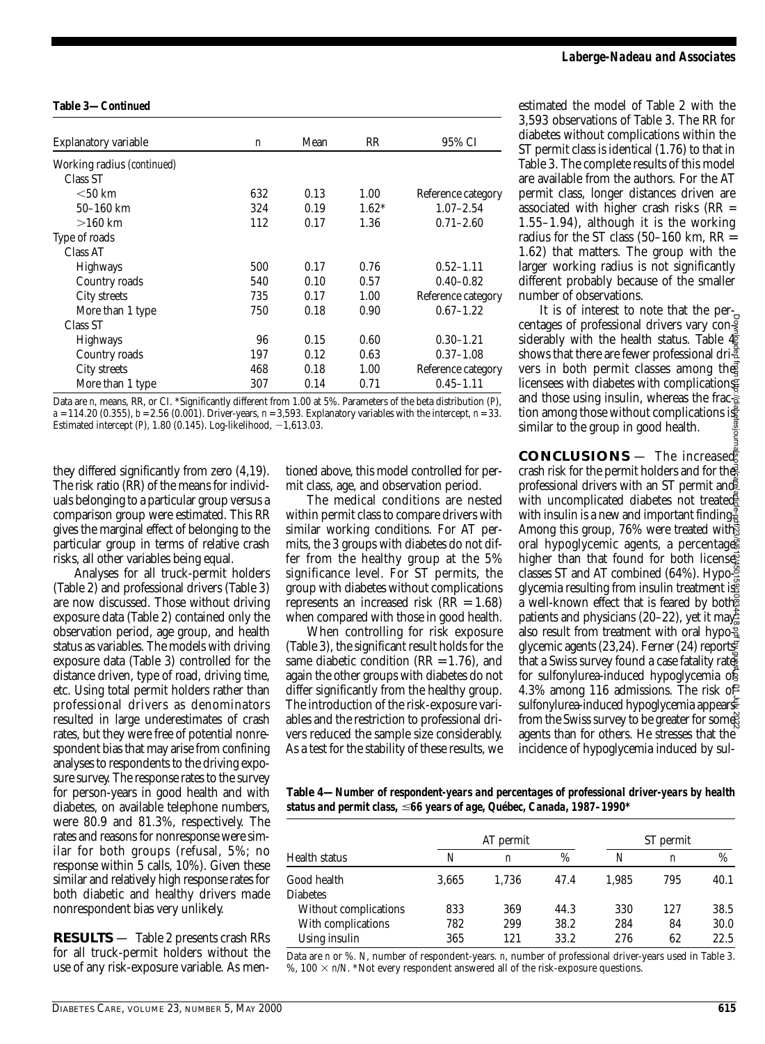**Table 3—Continued**

| Explanatory variable | n | Mean | RR | 95% CI |
|---|---|---|---|---|
| Working radius (continued) | | | | |
| Class ST | | | | |
| <50 km | 632 | 0.13 | 1.00 | Reference category |
| 50–160 km | 324 | 0.19 | 1.62* | 1.07–2.54 |
| >160 km | 112 | 0.17 | 1.36 | 0.71–2.60 |
| Type of roads | | | | |
| Class AT | | | | |
| Highways | 500 | 0.17 | 0.76 | 0.52–1.11 |
| Country roads | 540 | 0.10 | 0.57 | 0.40–0.82 |
| City streets | 735 | 0.17 | 1.00 | Reference category |
| More than 1 type | 750 | 0.18 | 0.90 | 0.67–1.22 |
| Class ST | | | | |
| Highways | 96 | 0.15 | 0.60 | 0.30–1.21 |
| Country roads | 197 | 0.12 | 0.63 | 0.37–1.08 |
| City streets | 468 | 0.18 | 1.00 | Reference category |
| More than 1 type | 307 | 0.14 | 0.71 | 0.45–1.11 |

Data are n, means, RR, or CI. *Significantly different from 1.00 at 5%. Parameters of the beta distribution (P), a = 114.20 (0.355), b = 2.56 (0.001). Driver-years, n = 3,593. Explanatory variables with the intercept, n = 33. Estimated intercept (P), 1.80 (0.145). Log-likelihood, −1,613.03.

they differed significantly from zero (4,19). The risk ratio (RR) of the means for individuals belonging to a particular group versus a comparison group were estimated. This RR gives the marginal effect of belonging to the particular group in terms of relative crash risks, all other variables being equal.

Analyses for all truck-permit holders (Table 2) and professional drivers (Table 3) are now discussed. Those without driving exposure data (Table 2) contained only the observation period, age group, and health status as variables. The models with driving exposure data (Table 3) controlled for the distance driven, type of road, driving time, etc. Using total permit holders rather than professional drivers as denominators resulted in large underestimates of crash rates, but they were free of potential nonrespondent bias that may arise from confining analyses to respondents to the driving exposure survey. The response rates to the survey for person-years in good health and with diabetes, on available telephone numbers, were 80.9 and 81.3%, respectively. The rates and reasons for nonresponse were similar for both groups (refusal, 5%; no response within 5 calls, 10%). Given these similar and relatively high response rates for both diabetic and healthy drivers made nonrespondent bias very unlikely.

**RESULTS** — Table 2 presents crash RRs for all truck-permit holders without the use of any risk-exposure variable. As mentioned above, this model controlled for permit class, age, and observation period.

The medical conditions are nested within permit class to compare drivers with similar working conditions. For AT permits, the 3 groups with diabetes do not differ from the healthy group at the 5% significance level. For ST permits, the group with diabetes without complications represents an increased risk (RR = 1.68) when compared with those in good health.

When controlling for risk exposure (Table 3), the significant result holds for the same diabetic condition (RR = 1.76), and again the other groups with diabetes do not differ significantly from the healthy group. The introduction of the risk-exposure variables and the restriction to professional drivers reduced the sample size considerably. As a test for the stability of these results, we estimated the model of Table 2 with the 3,593 observations of Table 3. The RR for diabetes without complications within the ST permit class is identical (1.76) to that in Table 3. The complete results of this model are available from the authors. For the AT permit class, longer distances driven are associated with higher crash risks (RR = 1.55–1.94), although it is the working radius for the ST class (50–160 km, RR = 1.62) that matters. The group with the larger working radius is not significantly different probably because of the smaller number of observations.

It is of interest to note that the percentages of professional drivers vary considerably with the health status. Table 4 shows that there are fewer professional drivers in both permit classes among the licensees with diabetes with complications and those using insulin, whereas the fraction among those without complications is similar to the group in good health.

**CONCLUSIONS** — The increased crash risk for the permit holders and for the professional drivers with an ST permit and with uncomplicated diabetes not treated with insulin is a new and important finding. Among this group, 76% were treated with oral hypoglycemic agents, a percentage higher than that found for both license classes ST and AT combined (64%). Hypoglycemia resulting from insulin treatment is a well-known effect that is feared by both patients and physicians (20–22), yet it may also result from treatment with oral hypoglycemic agents (23,24). Ferner (24) reports that a Swiss survey found a case fatality rate for sulfonylurea-induced hypoglycemia of 4.3% among 116 admissions. The risk of sulfonylurea-induced hypoglycemia appears from the Swiss survey to be greater for some agents than for others. He stresses that the incidence of hypoglycemia induced by sul-

**Table 4—Number of respondent-years and percentages of professional driver-years by health status and permit class, ≤66 years of age, Québec, Canada, 1987–1990***

| | AT permit | | | ST permit | | |
|---|---|---|---|---|---|---|
| Health status | N | n | % | N | n | % |
| Good health | 3,665 | 1,736 | 47.4 | 1,985 | 795 | 40.1 |
| Diabetes | | | | | | |
| Without complications | 833 | 369 | 44.3 | 330 | 127 | 38.5 |
| With complications | 782 | 299 | 38.2 | 284 | 84 | 30.0 |
| Using insulin | 365 | 121 | 33.2 | 276 | 62 | 22.5 |

Data are n or %. N, number of respondent-years. n, number of professional driver-years used in Table 3. %, 100 × n/N. *Not every respondent answered all of the risk-exposure questions.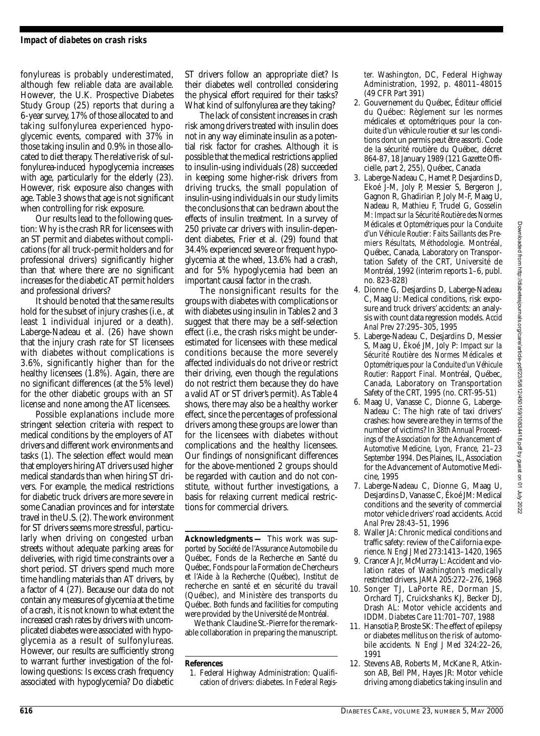fonylureas is probably underestimated, although few reliable data are available. However, the U.K. Prospective Diabetes Study Group (25) reports that during a 6-year survey, 17% of those allocated to and taking sulfonylurea experienced hypoglycemic events, compared with 37% in those taking insulin and 0.9% in those allocated to diet therapy. The relative risk of sulfonylurea-induced hypoglycemia increases with age, particularly for the elderly (23). However, risk exposure also changes with age. Table 3 shows that age is not significant when controlling for risk exposure.

Our results lead to the following question: Why is the crash RR for licensees with an ST permit and diabetes without complications (for all truck-permit holders and for professional drivers) significantly higher than that where there are no significant increases for the diabetic AT permit holders and professional drivers?

It should be noted that the same results hold for the subset of injury crashes (i.e., at least 1 individual injured or a death). Laberge-Nadeau et al. (26) have shown that the injury crash rate for ST licensees with diabetes without complications is 3.6%, significantly higher than for the healthy licensees (1.8%). Again, there are no significant differences (at the 5% level) for the other diabetic groups with an ST license and none among the AT licensees.

Possible explanations include more stringent selection criteria with respect to medical conditions by the employers of AT drivers and different work environments and tasks (1). The selection effect would mean that employers hiring AT drivers used higher medical standards than when hiring ST drivers. For example, the medical restrictions for diabetic truck drivers are more severe in some Canadian provinces and for interstate travel in the U.S. (2). The work environment for ST drivers seems more stressful, particularly when driving on congested urban streets without adequate parking areas for deliveries, with rigid time constraints over a short period. ST drivers spend much more time handling materials than AT drivers, by a factor of 4 (27). Because our data do not contain any measures of glycemia at the time of a crash, it is not known to what extent the increased crash rates by drivers with uncomplicated diabetes were associated with hypoglycemia as a result of sulfonylureas. However, our results are sufficiently strong to warrant further investigation of the following questions: Is excess crash frequency associated with hypoglycemia? Do diabetic ST drivers follow an appropriate diet? Is their diabetes well controlled considering the physical effort required for their tasks? What kind of sulfonylurea are they taking?

The lack of consistent increases in crash risk among drivers treated with insulin does not in any way eliminate insulin as a potential risk factor for crashes. Although it is possible that the medical restrictions applied to insulin-using individuals (28) succeeded in keeping some higher-risk drivers from driving trucks, the small population of insulin-using individuals in our study limits the conclusions that can be drawn about the effects of insulin treatment. In a survey of 250 private car drivers with insulin-dependent diabetes, Frier et al. (29) found that 34.4% experienced severe or frequent hypoglycemia at the wheel, 13.6% had a crash, and for 5% hypoglycemia had been an important causal factor in the crash.

The nonsignificant results for the groups with diabetes with complications or with diabetes using insulin in Tables 2 and 3 suggest that there may be a self-selection effect (i.e., the crash risks might be underestimated for licensees with these medical conditions because the more severely affected individuals do not drive or restrict their driving, even though the regulations do not restrict them because they do have a valid AT or ST driver's permit). As Table 4 shows, there may also be a healthy worker effect, since the percentages of professional drivers among these groups are lower than for the licensees with diabetes without complications and the healthy licensees. Our findings of nonsignificant differences for the above-mentioned 2 groups should be regarded with caution and do not constitute, without further investigations, a basis for relaxing current medical restrictions for commercial drivers.

**Acknowledgments —** This work was supported by Société de l'Assurance Automobile du Québec, Fonds de la Recherche en Santé du Québec, Fonds pour la Formation de Chercheurs et l'Aide à la Recherche (Québec), Institut de recherche en santé et en sécurité du travail (Québec), and Ministère des transports du Québec. Both funds and facilities for computing were provided by the Université de Montréal.

We thank Claudine St.-Pierre for the remarkable collaboration in preparing the manuscript.

## References

1. Federal Highway Administration: Qualification of drivers: diabetes. In *Federal Register.* Washington, DC, Federal Highway Administration, 1992, p. 48011–48015 (49 CFR Part 391)
2. Gouvernement du Québec, Éditeur officiel du Québec: Règlement sur les normes médicales et optométriques pour la conduite d'un véhicule routier et sur les conditions dont un permis peut être assorti. Code de la sécurité routière du Québec, décret 864-87, 18 January 1989 (121 Gazette Officielle, part 2, 255), Québec, Canada
3. Laberge-Nadeau C, Hamet P, Desjardins D, Ekoé J-M, Joly P, Messier S, Bergeron J, Gagnon R, Ghadirian P, Joly M-F, Maag U, Nadeau R, Mathieu F, Trudel G, Gosselin M: *Impact sur la Sécurité Routière des Normes Médicales et Optométriques pour la Conduite d'un Véhicule Routier: Faits Saillants des Premiers Résultats, Méthodologie.* Montréal, Québec, Canada, Laboratory on Transportation Safety of the CRT, Université de Montréal, 1992 (interim reports 1–6, publ. no. 823-828)
4. Dionne G, Desjardins D, Laberge-Nadeau C, Maag U: Medical conditions, risk exposure and truck drivers' accidents: an analysis with count data regression models. *Accid Anal Prev* 27:295–305, 1995
5. Laberge-Nadeau C, Desjardins D, Messier S, Maag U, Ékoé JM, Joly P: *Impact sur la Sécurité Routière des Normes Médicales et Optométriques pour la Conduite d'un Véhicule Routier: Rapport Final.* Montréal, Québec, Canada, Laboratory on Transportation Safety of the CRT, 1995 (no. CRT-95-51)
6. Maag U, Vanasse C, Dionne G, Laberge-Nadeau C: The high rate of taxi drivers' crashes: how severe are they in terms of the number of victims? In *38th Annual Proceedings of the Association for the Advancement of Automotive Medicine, Lyon, France, 21–23 September 1994.* Des Plaines, IL, Association for the Advancement of Automotive Medicine, 1995
7. Laberge-Nadeau C, Dionne G, Maag U, Desjardins D, Vanasse C, Ékoé JM: Medical conditions and the severity of commercial motor vehicle drivers' road accidents. *Accid Anal Prev* 28:43–51, 1996
8. Waller JA: Chronic medical conditions and traffic safety: review of the California experience. *N Engl J Med* 273:1413–1420, 1965
9. Crancer A Jr, McMurray L: Accident and violation rates of Washington's medically restricted drivers. *JAMA* 205:272–276, 1968
10. Songer TJ, LaPorte RE, Dorman JS, Orchard TJ, Cruickshanks KJ, Becker DJ, Drash AL: Motor vehicle accidents and IDDM. *Diabetes Care* 11:701–707, 1988
11. Hansotia P, Broste SK: The effect of epilepsy or diabetes mellitus on the risk of automobile accidents. *N Engl J Med* 324:22–26, 1991
12. Stevens AB, Roberts M, McKane R, Atkinson AB, Bell PM, Hayes JR: Motor vehicle driving among diabetics taking insulin and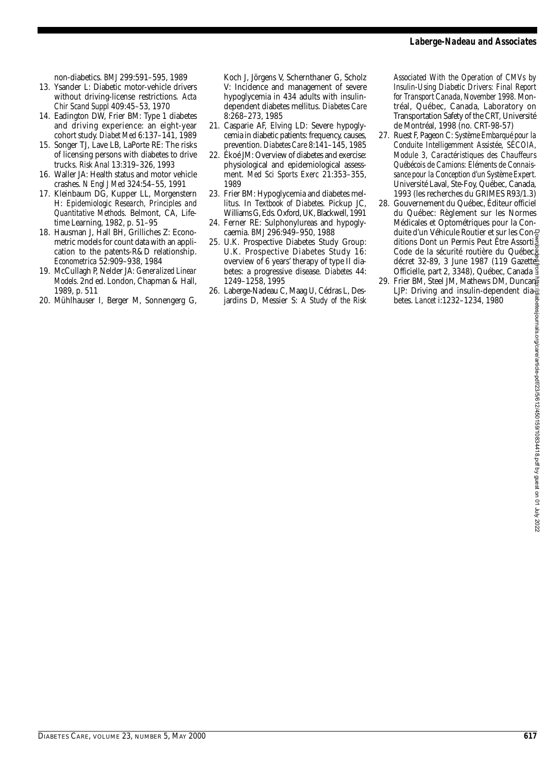non-diabetics. *BMJ* 299:591–595, 1989

13. Ysander L: Diabetic motor-vehicle drivers without driving-license restrictions. *Acta Chir Scand Suppl* 409:45–53, 1970
14. Eadington DW, Frier BM: Type 1 diabetes and driving experience: an eight-year cohort study. *Diabet Med* 6:137–141, 1989
15. Songer TJ, Lave LB, LaPorte RE: The risks of licensing persons with diabetes to drive trucks. *Risk Anal* 13:319–326, 1993
16. Waller JA: Health status and motor vehicle crashes. *N Engl J Med* 324:54–55, 1991
17. Kleinbaum DG, Kupper LL, Morgenstern H: *Epidemiologic Research, Principles and Quantitative Methods*. Belmont, CA, Lifetime Learning, 1982, p. 51–95
18. Hausman J, Hall BH, Grilliches Z: Econometric models for count data with an application to the patents-R&D relationship. *Econometrica* 52:909–938, 1984
19. McCullagh P, Nelder JA: *Generalized Linear Models*. 2nd ed. London, Chapman & Hall, 1989, p. 511
20. Mühlhauser I, Berger M, Sonnengerg G, Koch J, Jörgens V, Schernthaner G, Scholz V: Incidence and management of severe hypoglycemia in 434 adults with insulin-dependent diabetes mellitus. *Diabetes Care* 8:268–273, 1985
21. Casparie AF, Elving LD: Severe hypoglycemia in diabetic patients: frequency, causes, prevention. *Diabetes Care* 8:141–145, 1985
22. Ékoé JM: Overview of diabetes and exercise: physiological and epidemiological assessment. *Med Sci Sports Exerc* 21:353–355, 1989
23. Frier BM: Hypoglycemia and diabetes mellitus. In *Textbook of Diabetes*. Pickup JC, Williams G, Eds. Oxford, UK, Blackwell, 1991
24. Ferner RE: Sulphonylureas and hypoglycaemia. *BMJ* 296:949–950, 1988
25. U.K. Prospective Diabetes Study Group: U.K. Prospective Diabetes Study 16: overview of 6 years' therapy of type II diabetes: a progressive disease. *Diabetes* 44: 1249–1258, 1995
26. Laberge-Nadeau C, Maag U, Cédras L, Desjardins D, Messier S: *A Study of the Risk Associated With the Operation of CMVs by Insulin-Using Diabetic Drivers: Final Report for Transport Canada, November 1998*. Montréal, Québec, Canada, Laboratory on Transportation Safety of the CRT, Université de Montréal, 1998 (no. CRT-98-57)
27. Ruest F, Pageon C: *Système Embarqué pour la Conduite Intelligemment Assistée, SÉCOIA, Module 3, Caractéristiques des Chauffeurs Québécois de Camions: Eléments de Connaissance pour la Conception d'un Système Expert*. Université Laval, Ste-Foy, Québec, Canada, 1993 (les recherches du GRIMES R93/1.3)
28. Gouvernement du Québec, Éditeur officiel du Québec: Règlement sur les Normes Médicales et Optométriques pour la Conduite d'un Véhicule Routier et sur les Conditions Dont un Permis Peut Être Assorti. Code de la sécurité routière du Québec, décret 32-89, 3 June 1987 (119 Gazette Officielle, part 2, 3348), Québec, Canada
29. Frier BM, Steel JM, Mathews DM, Duncan LJP: Driving and insulin-dependent diabetes. *Lancet* i:1232–1234, 1980